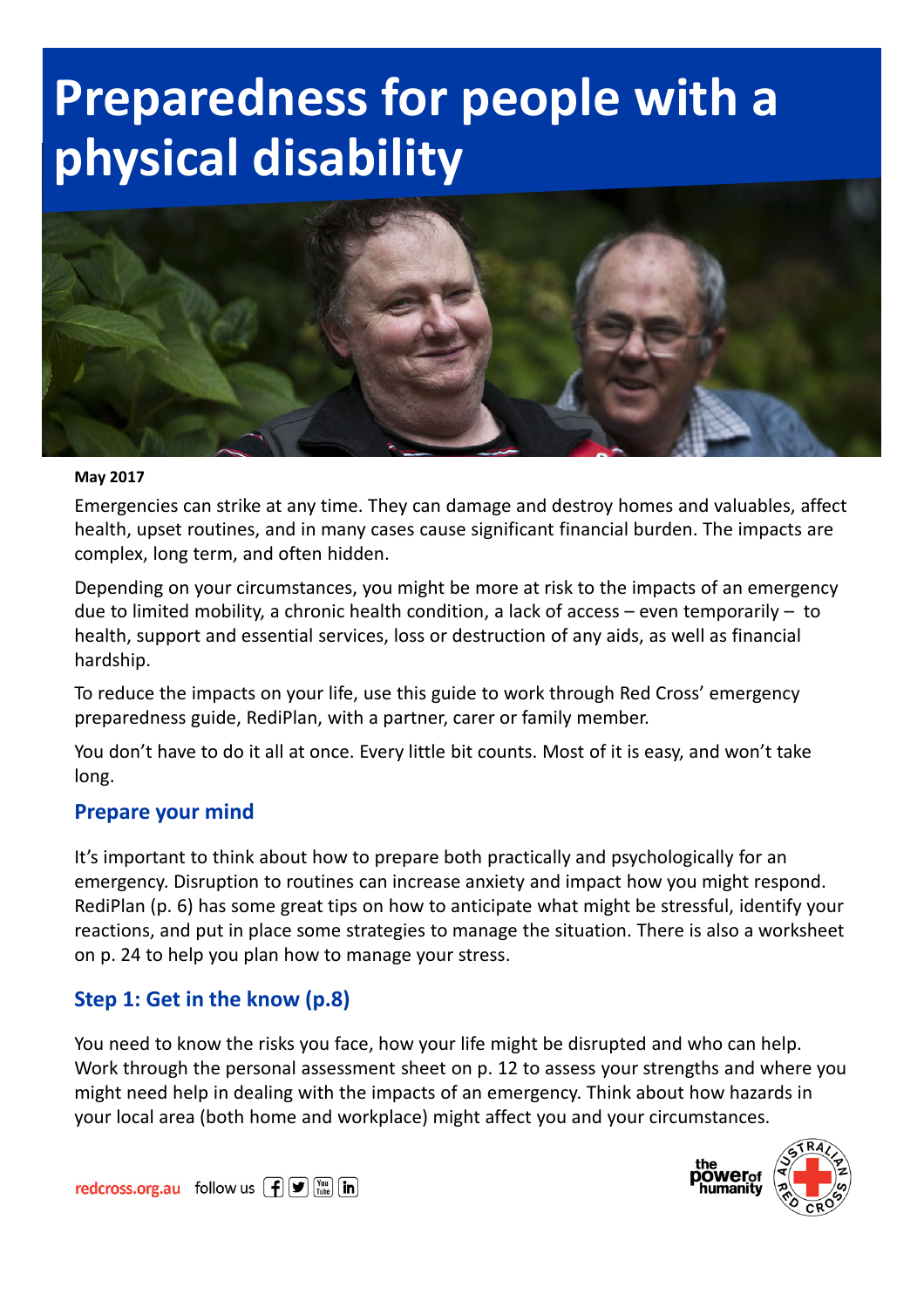# Preparedness for people with a physical disability

**May 2017**

Emergencies can strike at any time. They can damage and destroy homes and valuables, affect health, upset routines, and in many cases cause significant financial burden. The impacts are complex, long term, and often hidden.

Depending on your circumstances, you might be more at risk to the impacts of an emergency due to limited mobility, a chronic health condition, a lack of access – even temporarily – to health, support and essential services, loss or destruction of any aids, as well as financial hardship.

To reduce the impacts on your life, use this guide to work through Red Cross' emergency preparedness guide, RediPlan, with a partner, carer or family member.

You don't have to do it all at once. Every little bit counts. Most of it is easy, and won't take long.

## Prepare your mind

It's important to think about how to prepare both practically and psychologically for an emergency. Disruption to routines can increase anxiety and impact how you might respond. RediPlan (p. 6) has some great tips on how to anticipate what might be stressful, identify your reactions, and put in place some strategies to manage the situation. There is also a worksheet on p. 24 to help you plan how to manage your stress.

## Step 1: Get in the know (p.8)

You need to know the risks you face, how your life might be disrupted and who can help. Work through the personal assessment sheet on p. 12 to assess your strengths and where you might need help in dealing with the impacts of an emergency. Think about how hazards in your local area (both home and workplace) might affect you and your circumstances.

redcross.org.au follow us

the power of humanity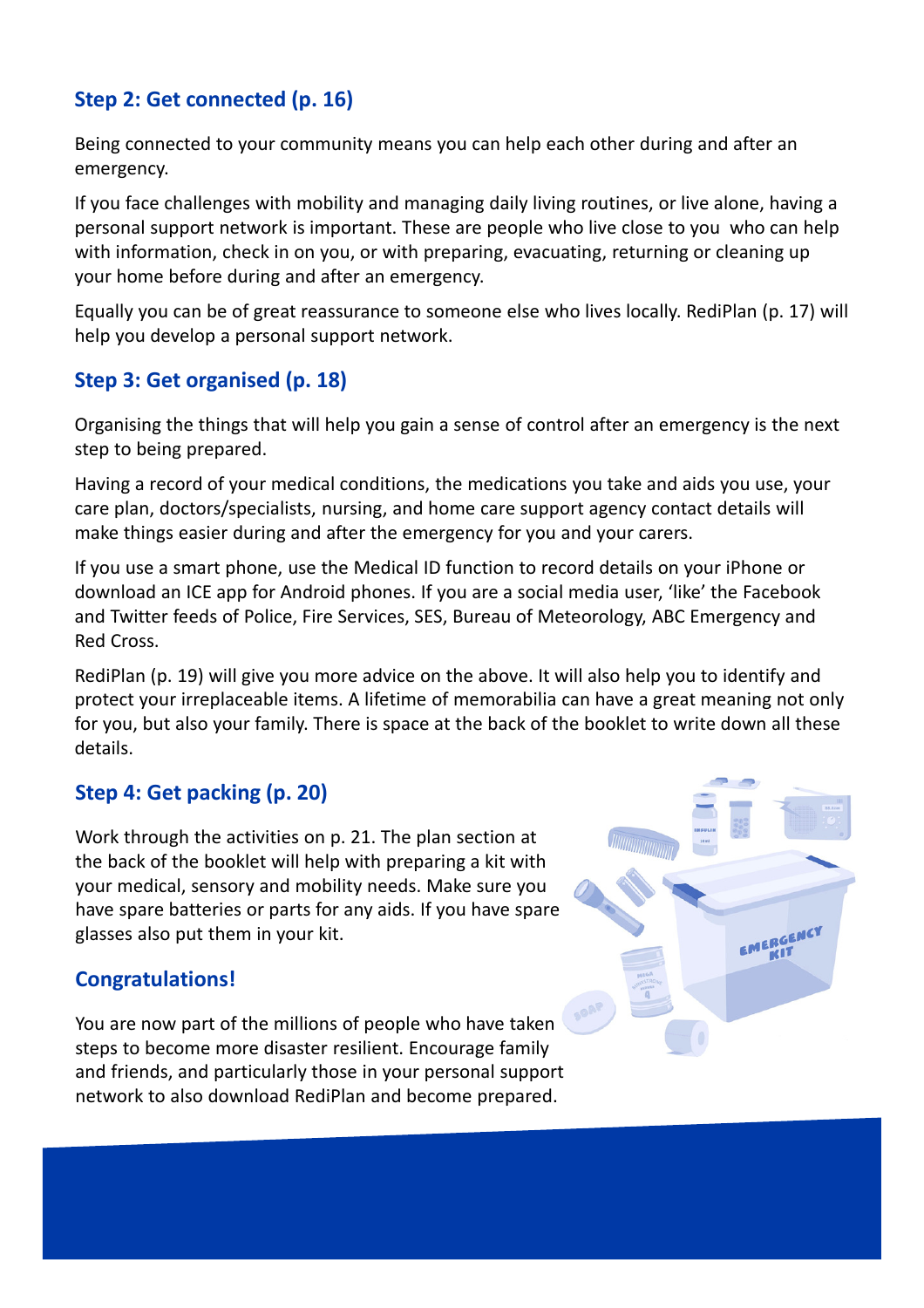## Step 2: Get connected (p. 16)

Being connected to your community means you can help each other during and after an emergency.

If you face challenges with mobility and managing daily living routines, or live alone, having a personal support network is important. These are people who live close to you who can help with information, check in on you, or with preparing, evacuating, returning or cleaning up your home before during and after an emergency.

Equally you can be of great reassurance to someone else who lives locally. RediPlan (p. 17) will help you develop a personal support network.

## Step 3: Get organised (p. 18)

Organising the things that will help you gain a sense of control after an emergency is the next step to being prepared.

Having a record of your medical conditions, the medications you take and aids you use, your care plan, doctors/specialists, nursing, and home care support agency contact details will make things easier during and after the emergency for you and your carers.

If you use a smart phone, use the Medical ID function to record details on your iPhone or download an ICE app for Android phones. If you are a social media user, 'like' the Facebook and Twitter feeds of Police, Fire Services, SES, Bureau of Meteorology, ABC Emergency and Red Cross.

RediPlan (p. 19) will give you more advice on the above. It will also help you to identify and protect your irreplaceable items. A lifetime of memorabilia can have a great meaning not only for you, but also your family. There is space at the back of the booklet to write down all these details.

## Step 4: Get packing (p. 20)

Work through the activities on p. 21. The plan section at the back of the booklet will help with preparing a kit with your medical, sensory and mobility needs. Make sure you have spare batteries or parts for any aids. If you have spare glasses also put them in your kit.

## Congratulations!

You are now part of the millions of people who have taken steps to become more disaster resilient. Encourage family and friends, and particularly those in your personal support network to also download RediPlan and become prepared.